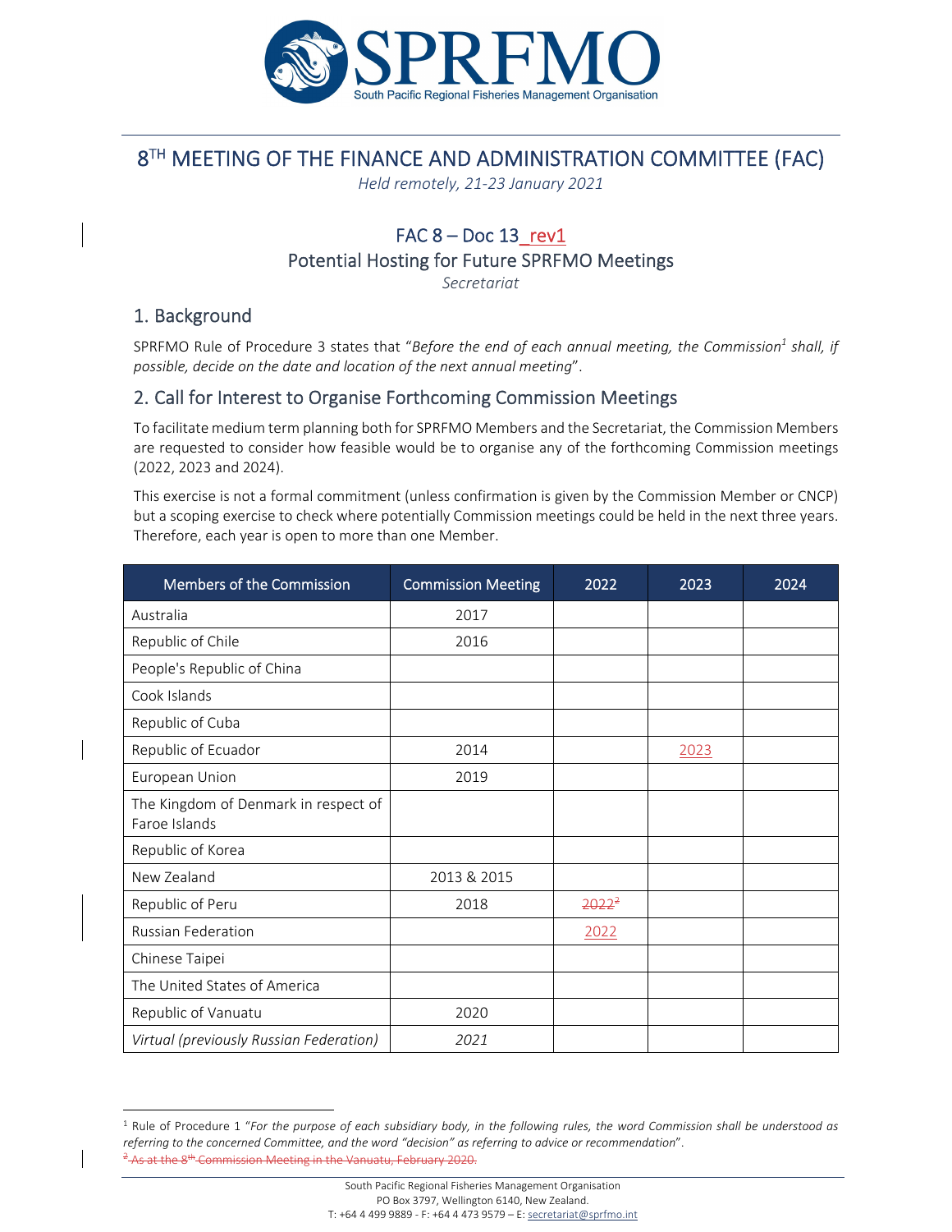SPRFMO

South Pacific Regional Fisheries Management Organisation

# 8TH MEETING OF THE FINANCE AND ADMINISTRATION COMMITTEE (FAC)

*Held remotely, 21-23 January 2021*

## FAC 8 – Doc 13_rev1

## Potential Hosting for Future SPRFMO Meetings

*Secretariat*

## 1. Background

SPRFMO Rule of Procedure 3 states that "*Before the end of each annual meeting, the Commission*[1] *shall, if possible, decide on the date and location of the next annual meeting*".

## 2. Call for Interest to Organise Forthcoming Commission Meetings

To facilitate medium term planning both for SPRFMO Members and the Secretariat, the Commission Members are requested to consider how feasible would be to organise any of the forthcoming Commission meetings (2022, 2023 and 2024).

This exercise is not a formal commitment (unless confirmation is given by the Commission Member or CNCP) but a scoping exercise to check where potentially Commission meetings could be held in the next three years. Therefore, each year is open to more than one Member.

| Members of the Commission | Commission Meeting | 2022 | 2023 | 2024 |
|---|---|---|---|---|
| Australia | 2017 | | | |
| Republic of Chile | 2016 | | | |
| People's Republic of China | | | | |
| Cook Islands | | | | |
| Republic of Cuba | | | | |
| Republic of Ecuador | 2014 | | 2023 | |
| European Union | 2019 | | | |
| The Kingdom of Denmark in respect of Faroe Islands | | | | |
| Republic of Korea | | | | |
| New Zealand | 2013 & 2015 | | | |
| Republic of Peru | 2018 | ~~2022[2]~~ | | |
| Russian Federation | | 2022 | | |
| Chinese Taipei | | | | |
| The United States of America | | | | |
| Republic of Vanuatu | 2020 | | | |
| *Virtual (previously Russian Federation)* | *2021* | | | |

[1] Rule of Procedure 1 "*For the purpose of each subsidiary body, in the following rules, the word Commission shall be understood as referring to the concerned Committee, and the word "decision" as referring to advice or recommendation*".

~~[2] As at the 8th Commission Meeting in the Vanuatu, February 2020.~~

South Pacific Regional Fisheries Management Organisation
PO Box 3797, Wellington 6140, New Zealand.
T: +64 4 499 9889 - F: +64 4 473 9579 – E: secretariat@sprfmo.int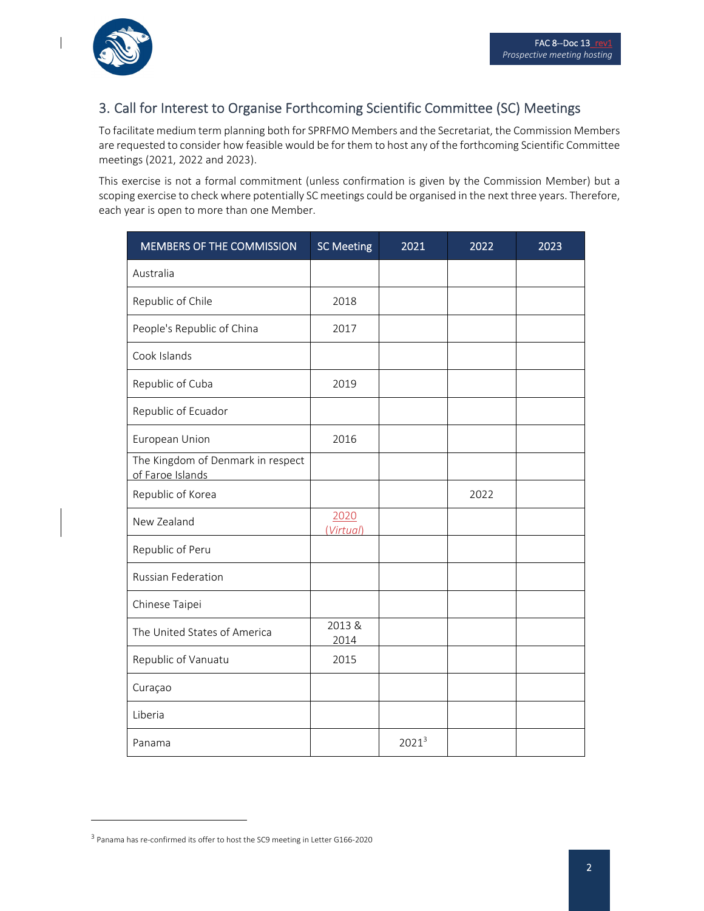## 3. Call for Interest to Organise Forthcoming Scientific Committee (SC) Meetings

To facilitate medium term planning both for SPRFMO Members and the Secretariat, the Commission Members are requested to consider how feasible would be for them to host any of the forthcoming Scientific Committee meetings (2021, 2022 and 2023).

This exercise is not a formal commitment (unless confirmation is given by the Commission Member) but a scoping exercise to check where potentially SC meetings could be organised in the next three years. Therefore, each year is open to more than one Member.

| MEMBERS OF THE COMMISSION | SC Meeting | 2021 | 2022 | 2023 |
|---|---|---|---|---|
| Australia | | | | |
| Republic of Chile | 2018 | | | |
| People's Republic of China | 2017 | | | |
| Cook Islands | | | | |
| Republic of Cuba | 2019 | | | |
| Republic of Ecuador | | | | |
| European Union | 2016 | | | |
| The Kingdom of Denmark in respect of Faroe Islands | | | | |
| Republic of Korea | | | 2022 | |
| New Zealand | 2020 (*Virtual*) | | | |
| Republic of Peru | | | | |
| Russian Federation | | | | |
| Chinese Taipei | | | | |
| The United States of America | 2013 & 2014 | | | |
| Republic of Vanuatu | 2015 | | | |
| Curaçao | | | | |
| Liberia | | | | |
| Panama | | 2021[3] | | |

[3] Panama has re-confirmed its offer to host the SC9 meeting in Letter G166-2020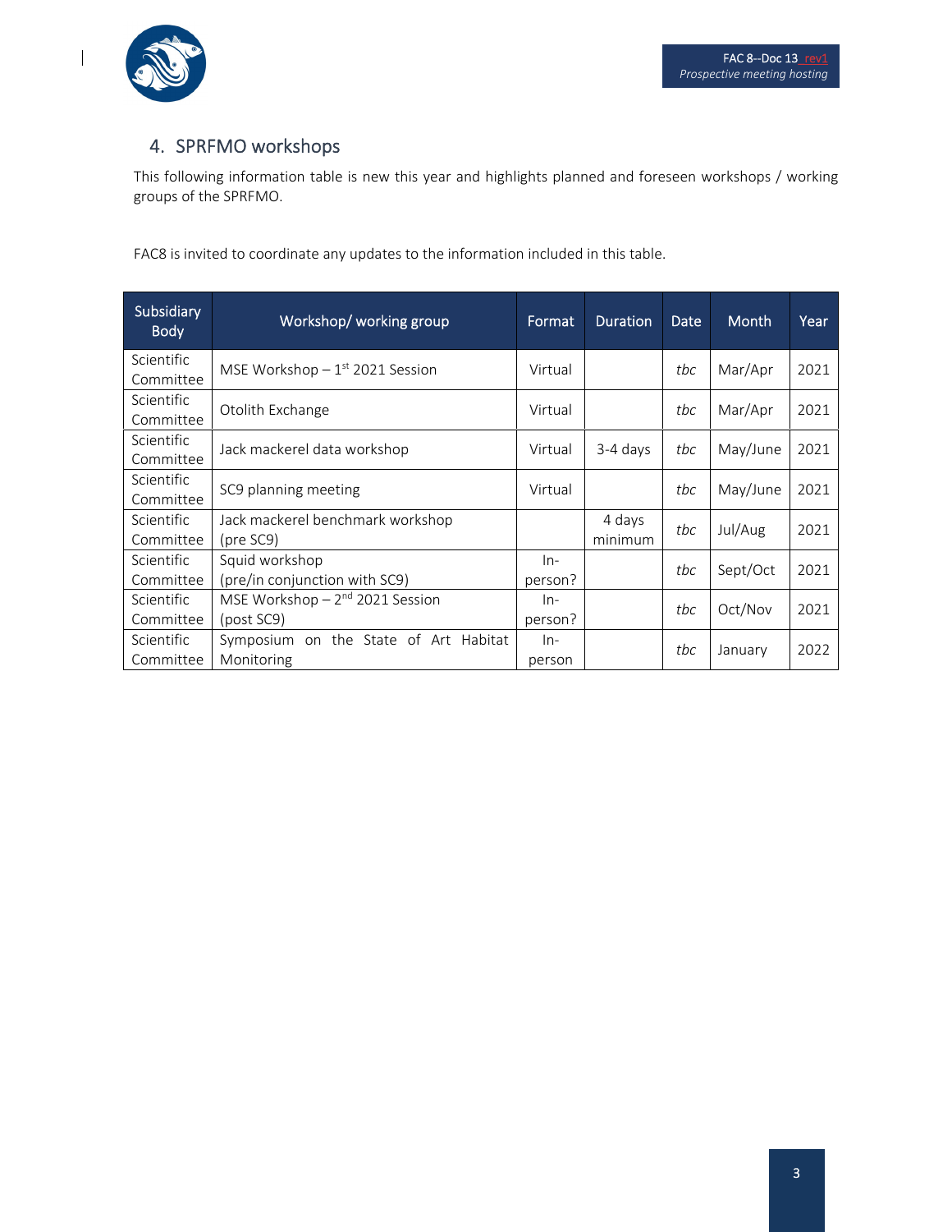## 4. SPRFMO workshops

This following information table is new this year and highlights planned and foreseen workshops / working groups of the SPRFMO.

FAC8 is invited to coordinate any updates to the information included in this table.

| Subsidiary Body | Workshop/ working group | Format | Duration | Date | Month | Year |
|---|---|---|---|---|---|---|
| Scientific Committee | MSE Workshop – 1st 2021 Session | Virtual | | *tbc* | Mar/Apr | 2021 |
| Scientific Committee | Otolith Exchange | Virtual | | *tbc* | Mar/Apr | 2021 |
| Scientific Committee | Jack mackerel data workshop | Virtual | 3-4 days | *tbc* | May/June | 2021 |
| Scientific Committee | SC9 planning meeting | Virtual | | *tbc* | May/June | 2021 |
| Scientific Committee | Jack mackerel benchmark workshop (pre SC9) | | 4 days minimum | *tbc* | Jul/Aug | 2021 |
| Scientific Committee | Squid workshop (pre/in conjunction with SC9) | In-person? | | *tbc* | Sept/Oct | 2021 |
| Scientific Committee | MSE Workshop – 2nd 2021 Session (post SC9) | In-person? | | *tbc* | Oct/Nov | 2021 |
| Scientific Committee | Symposium on the State of Art Habitat Monitoring | In-person | | *tbc* | January | 2022 |